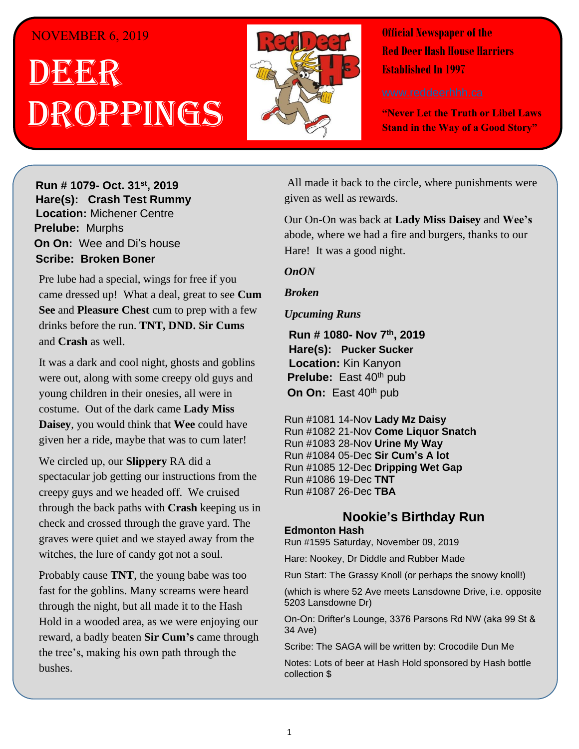NOVEMBER 6, 2019

# Deer Droppings

**Official Newspaper of the Red Deer Hash House Harriers Established In 1997**

www.reddeerhhh.ca

**"Never Let the Truth or Libel Laws Stand in the Way of a Good Story"**

**Run # 1079- Oct. 31st, 2019**
**Hare(s): Crash Test Rummy**
**Location:** Michener Centre
**Prelube:** Murphs
**On On:** Wee and Di's house
**Scribe: Broken Boner**

Pre lube had a special, wings for free if you came dressed up! What a deal, great to see **Cum See** and **Pleasure Chest** cum to prep with a few drinks before the run. **TNT, DND. Sir Cums** and **Crash** as well.

It was a dark and cool night, ghosts and goblins were out, along with some creepy old guys and young children in their onesies, all were in costume. Out of the dark came **Lady Miss Daisey**, you would think that **Wee** could have given her a ride, maybe that was to cum later!

We circled up, our **Slippery** RA did a spectacular job getting our instructions from the creepy guys and we headed off. We cruised through the back paths with **Crash** keeping us in check and crossed through the grave yard. The graves were quiet and we stayed away from the witches, the lure of candy got not a soul.

Probably cause **TNT**, the young babe was too fast for the goblins. Many screams were heard through the night, but all made it to the Hash Hold in a wooded area, as we were enjoying our reward, a badly beaten **Sir Cum's** came through the tree's, making his own path through the bushes.

All made it back to the circle, where punishments were given as well as rewards.

Our On-On was back at **Lady Miss Daisey** and **Wee's** abode, where we had a fire and burgers, thanks to our Hare! It was a good night.

***OnON***

***Broken***

***Upcuming Runs***

**Run # 1080- Nov 7th, 2019**
**Hare(s): Pucker Sucker**
**Location:** Kin Kanyon
**Prelube:** East 40th pub
**On On:** East 40th pub

Run #1081 14-Nov **Lady Mz Daisy**
Run #1082 21-Nov **Come Liquor Snatch**
Run #1083 28-Nov **Urine My Way**
Run #1084 05-Dec **Sir Cum's A lot**
Run #1085 12-Dec **Dripping Wet Gap**
Run #1086 19-Dec **TNT**
Run #1087 26-Dec **TBA**

## Nookie's Birthday Run

**Edmonton Hash**

Run #1595 Saturday, November 09, 2019

Hare: Nookey, Dr Diddle and Rubber Made

Run Start: The Grassy Knoll (or perhaps the snowy knoll!)

(which is where 52 Ave meets Lansdowne Drive, i.e. opposite 5203 Lansdowne Dr)

On-On: Drifter's Lounge, 3376 Parsons Rd NW (aka 99 St & 34 Ave)

Scribe: The SAGA will be written by: Crocodile Dun Me

Notes: Lots of beer at Hash Hold sponsored by Hash bottle collection $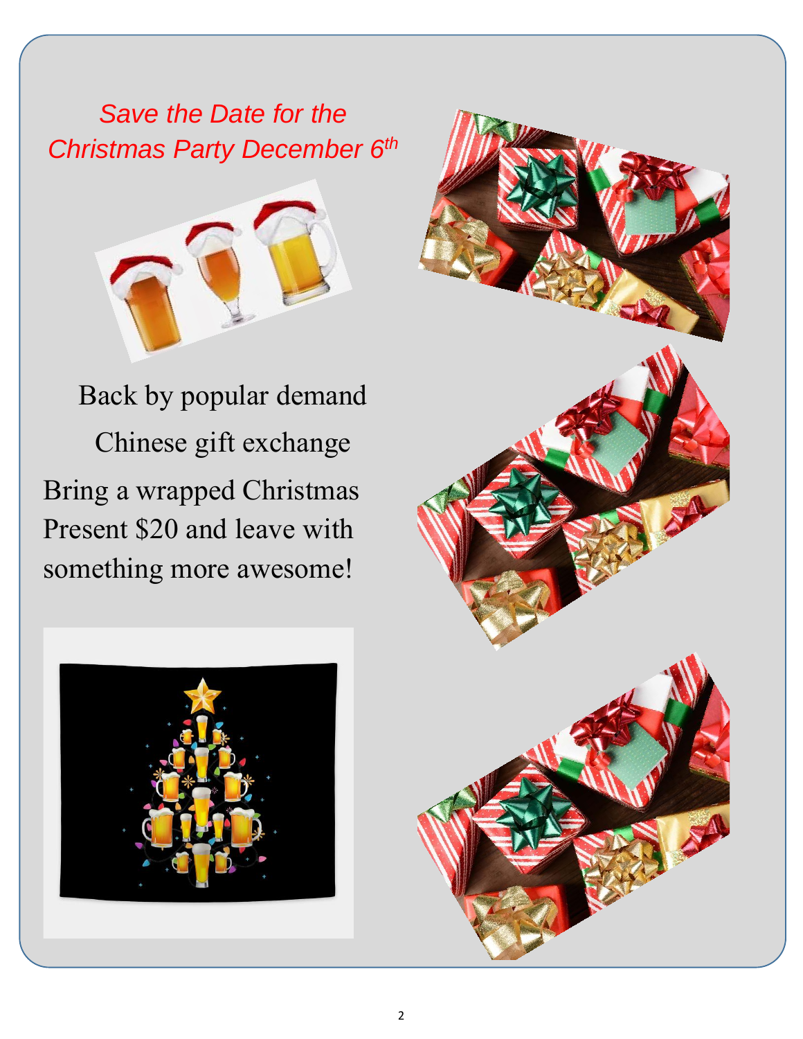*Save the Date for the Christmas Party December 6th*

Back by popular demand

Chinese gift exchange

Bring a wrapped Christmas Present $20 and leave with something more awesome!